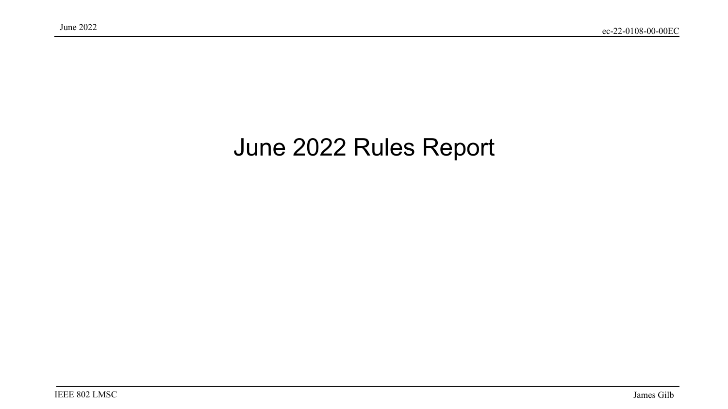# June 2022 Rules Report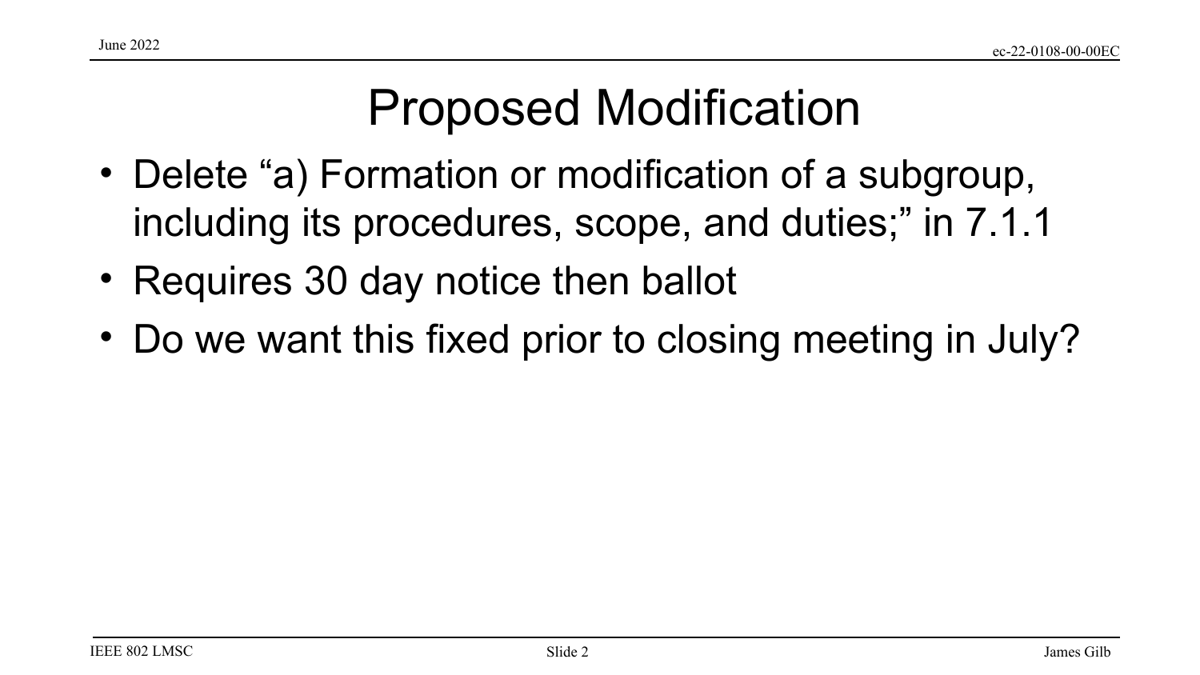# Proposed Modification

- Delete “a) Formation or modification of a subgroup, including its procedures, scope, and duties;” in 7.1.1
- Requires 30 day notice then ballot
- Do we want this fixed prior to closing meeting in July?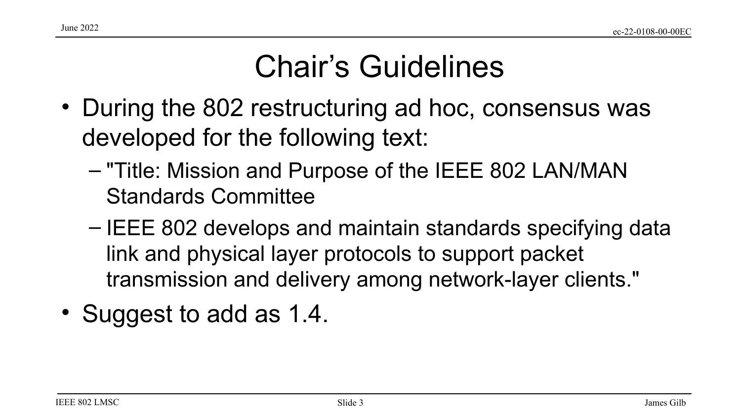# Chair’s Guidelines

- During the 802 restructuring ad hoc, consensus was developed for the following text:
  - "Title: Mission and Purpose of the IEEE 802 LAN/MAN Standards Committee
  - IEEE 802 develops and maintain standards specifying data link and physical layer protocols to support packet transmission and delivery among network-layer clients."
- Suggest to add as 1.4.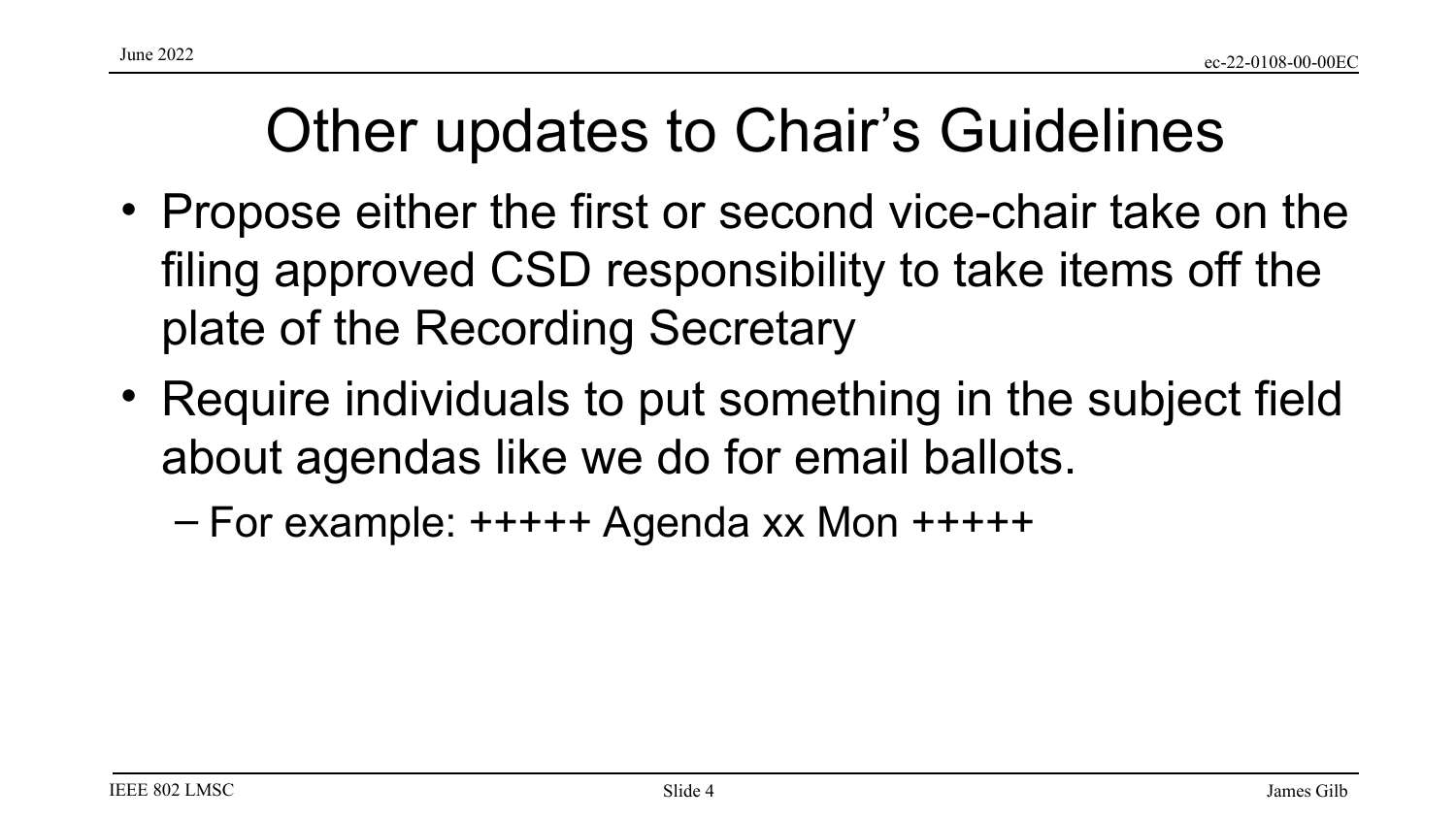# Other updates to Chair's Guidelines

- Propose either the first or second vice-chair take on the filing approved CSD responsibility to take items off the plate of the Recording Secretary
- Require individuals to put something in the subject field about agendas like we do for email ballots.
  - For example: +++++ Agenda xx Mon +++++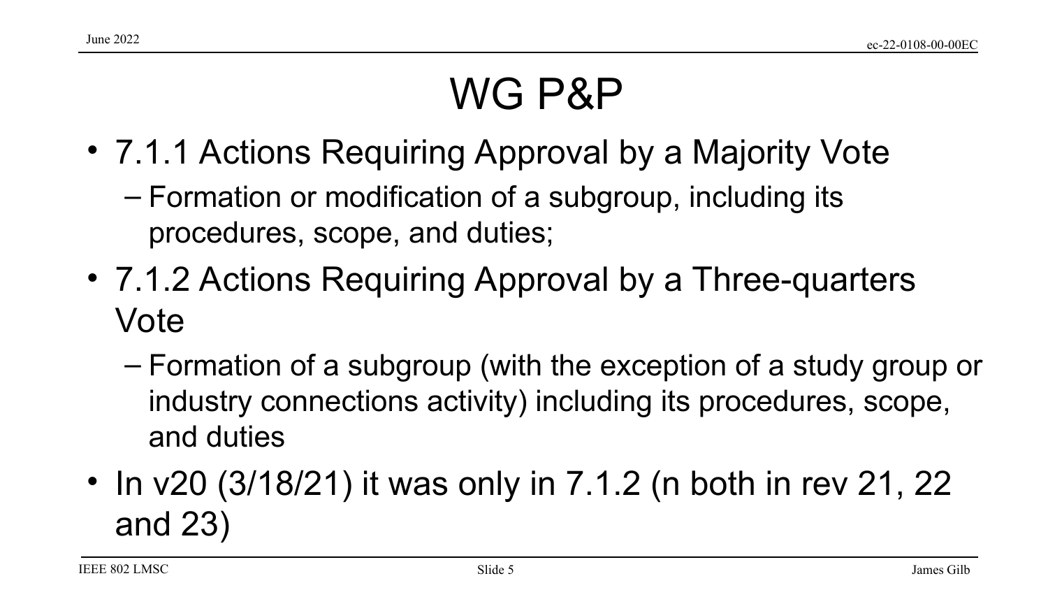# WG P&P

- 7.1.1 Actions Requiring Approval by a Majority Vote
  - Formation or modification of a subgroup, including its procedures, scope, and duties;
- 7.1.2 Actions Requiring Approval by a Three-quarters Vote
  - Formation of a subgroup (with the exception of a study group or industry connections activity) including its procedures, scope, and duties
- In v20 (3/18/21) it was only in 7.1.2 (n both in rev 21, 22 and 23)